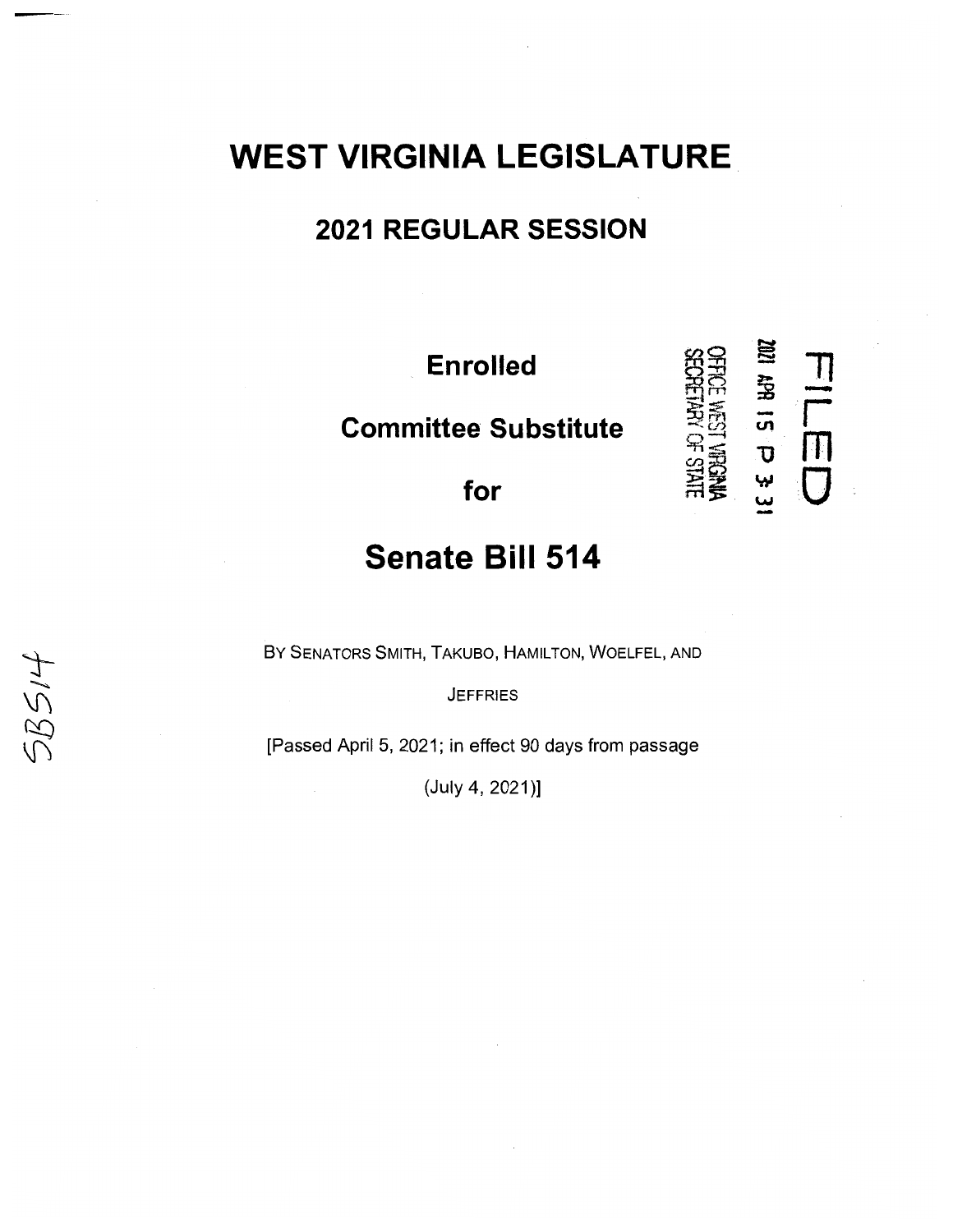# WEST VIRGINIA LEGISLATURE

## 2021 REGULAR SESSION

**Enrolled**

**Committee Substitute**

**for**

# Senate Bill 514

FILED
2021 APR 15 P 3:31
OFFICE WEST VIRGINIA
SECRETARY OF STATE

SB514

BY SENATORS SMITH, TAKUBO, HAMILTON, WOELFEL, AND JEFFRIES

[Passed April 5, 2021; in effect 90 days from passage (July 4, 2021)]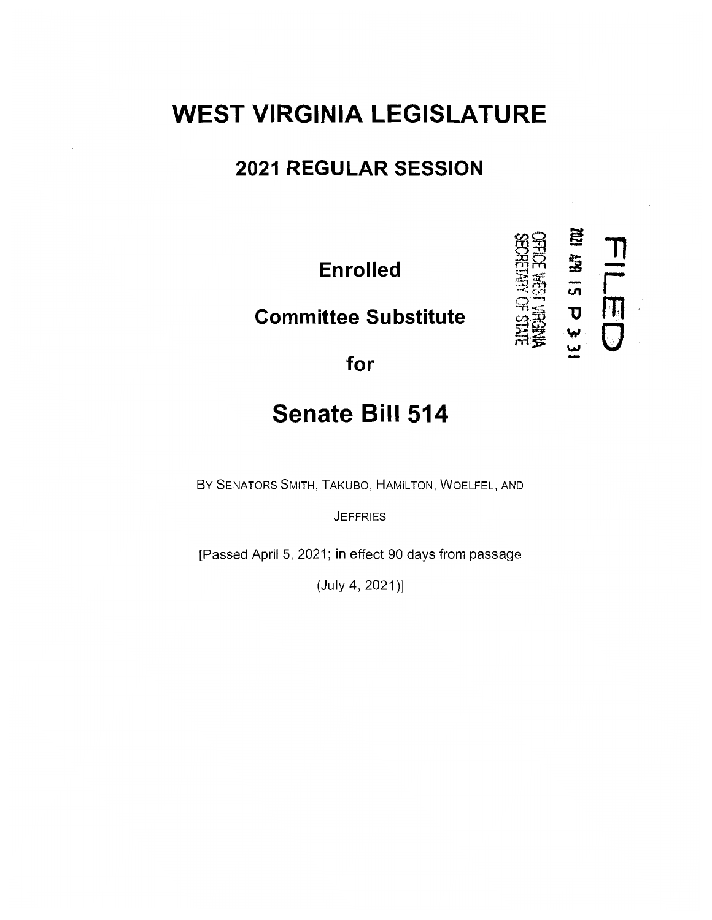# WEST VIRGINIA LEGISLATURE

## 2021 REGULAR SESSION

FILED

2021 APR 15 P 3:31

OFFICE WEST VIRGINIA SECRETARY OF STATE

**Enrolled**

**Committee Substitute**

**for**

# Senate Bill 514

BY SENATORS SMITH, TAKUBO, HAMILTON, WOELFEL, AND JEFFRIES

[Passed April 5, 2021; in effect 90 days from passage (July 4, 2021)]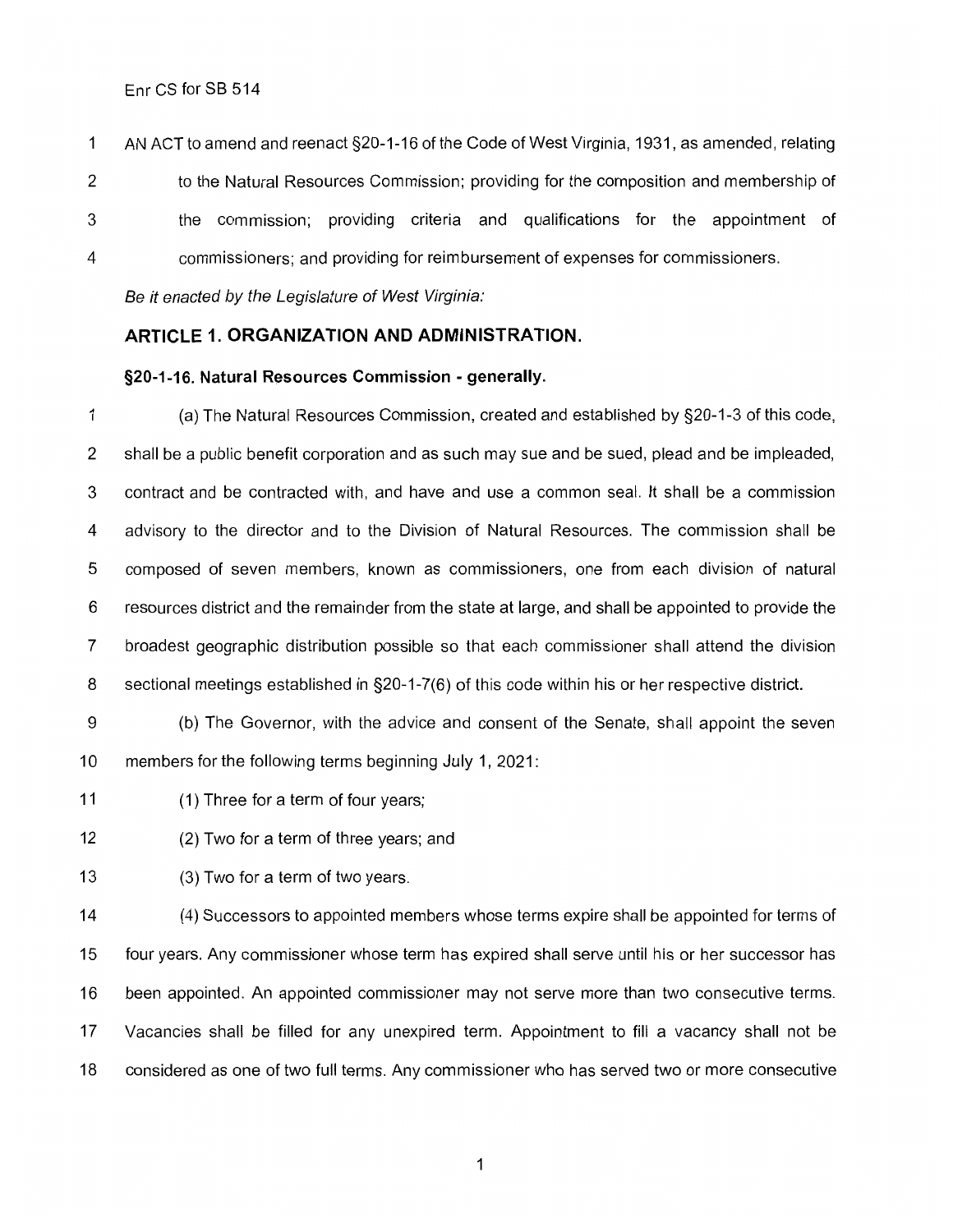Enr CS for SB 514

AN ACT to amend and reenact §20-1-16 of the Code of West Virginia, 1931, as amended, relating to the Natural Resources Commission; providing for the composition and membership of the commission; providing criteria and qualifications for the appointment of commissioners; and providing for reimbursement of expenses for commissioners.

*Be it enacted by the Legislature of West Virginia:*

## ARTICLE 1. ORGANIZATION AND ADMINISTRATION.

### §20-1-16. Natural Resources Commission - generally.

(a) The Natural Resources Commission, created and established by §20-1-3 of this code, shall be a public benefit corporation and as such may sue and be sued, plead and be impleaded, contract and be contracted with, and have and use a common seal. It shall be a commission advisory to the director and to the Division of Natural Resources. The commission shall be composed of seven members, known as commissioners, one from each division of natural resources district and the remainder from the state at large, and shall be appointed to provide the broadest geographic distribution possible so that each commissioner shall attend the division sectional meetings established in §20-1-7(6) of this code within his or her respective district.

(b) The Governor, with the advice and consent of the Senate, shall appoint the seven members for the following terms beginning July 1, 2021:

(1) Three for a term of four years;

(2) Two for a term of three years; and

(3) Two for a term of two years.

(4) Successors to appointed members whose terms expire shall be appointed for terms of four years. Any commissioner whose term has expired shall serve until his or her successor has been appointed. An appointed commissioner may not serve more than two consecutive terms. Vacancies shall be filled for any unexpired term. Appointment to fill a vacancy shall not be considered as one of two full terms. Any commissioner who has served two or more consecutive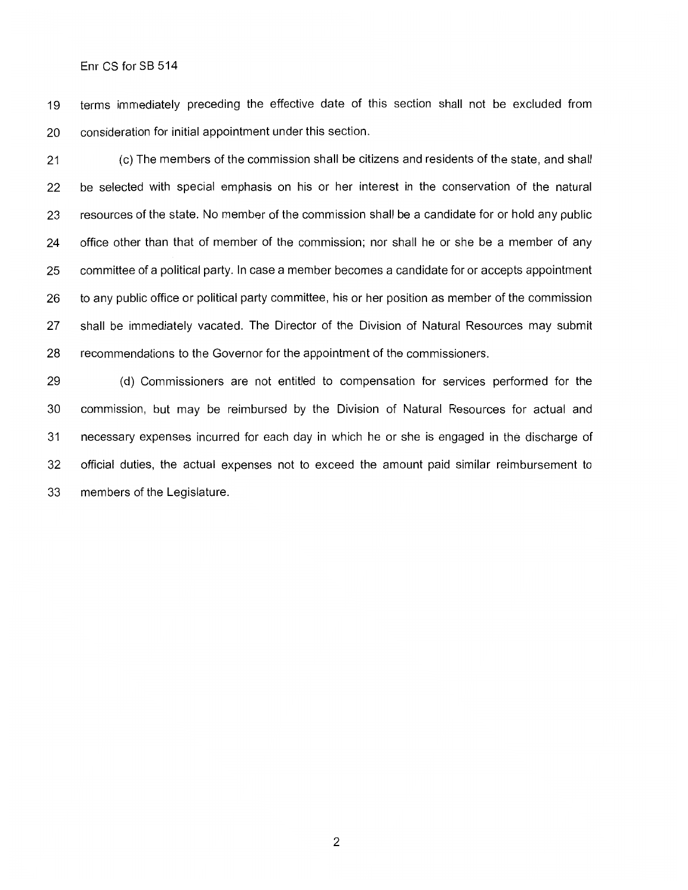terms immediately preceding the effective date of this section shall not be excluded from consideration for initial appointment under this section.

(c) The members of the commission shall be citizens and residents of the state, and shall be selected with special emphasis on his or her interest in the conservation of the natural resources of the state. No member of the commission shall be a candidate for or hold any public office other than that of member of the commission; nor shall he or she be a member of any committee of a political party. In case a member becomes a candidate for or accepts appointment to any public office or political party committee, his or her position as member of the commission shall be immediately vacated. The Director of the Division of Natural Resources may submit recommendations to the Governor for the appointment of the commissioners.

(d) Commissioners are not entitled to compensation for services performed for the commission, but may be reimbursed by the Division of Natural Resources for actual and necessary expenses incurred for each day in which he or she is engaged in the discharge of official duties, the actual expenses not to exceed the amount paid similar reimbursement to members of the Legislature.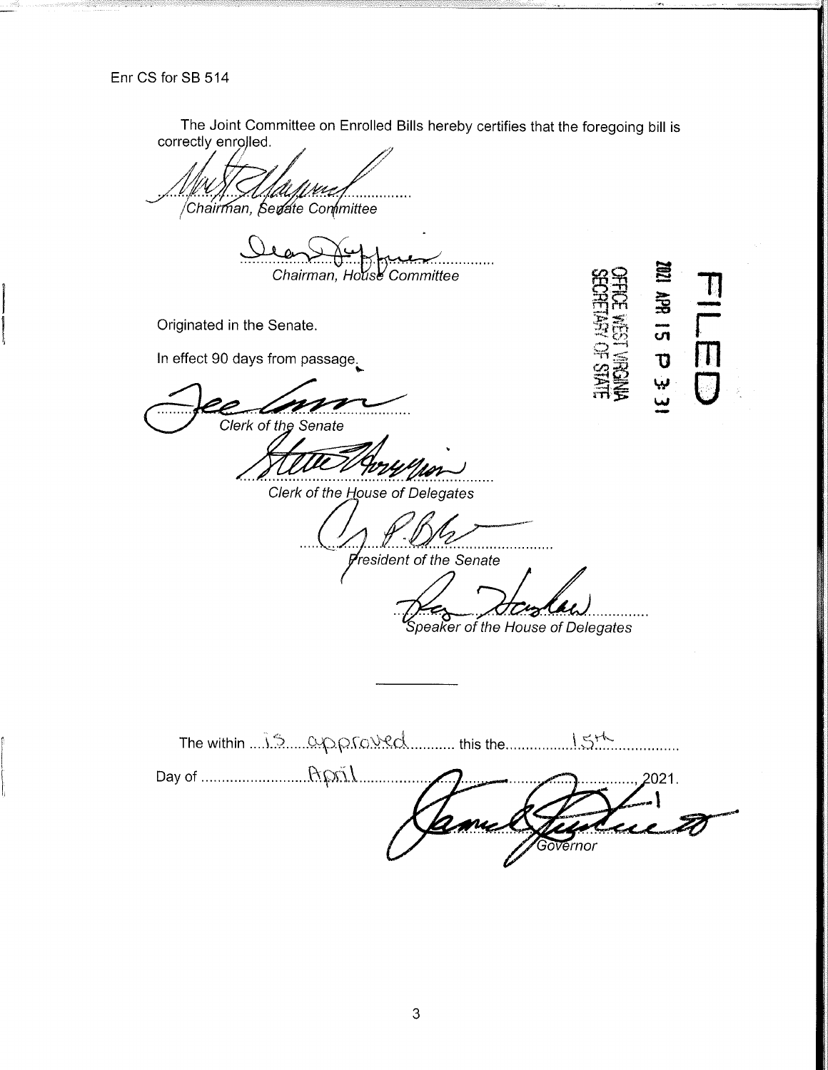Enr CS for SB 514

The Joint Committee on Enrolled Bills hereby certifies that the foregoing bill is correctly enrolled.

............................................................
*Chairman, Senate Committee*

............................................................
*Chairman, House Committee*

Originated in the Senate.

In effect 90 days from passage.

............................................................
*Clerk of the Senate*

............................................................
*Clerk of the House of Delegates*

............................................................
*President of the Senate*

............................................................
*Speaker of the House of Delegates*

FILED

2021 APR 15 P 3: 31

OFFICE WEST VIRGINIA
SECRETARY OF STATE

---

The within ....is approved.......... this the..........15th..................

Day of ..........................April............................................................, 2021.

............................................................
*Governor*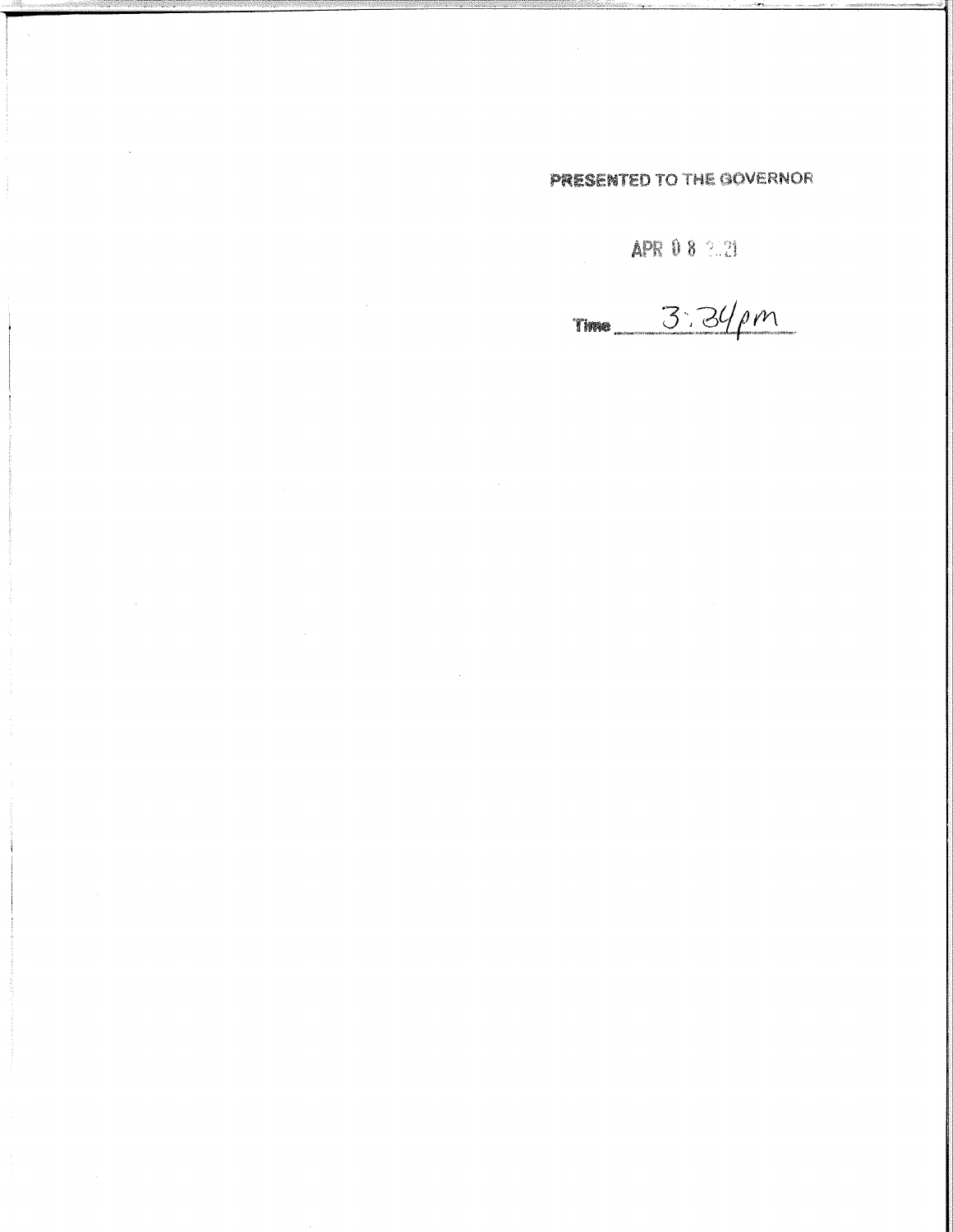PRESENTED TO THE GOVERNOR

APR 0 8 2021

Time 3:34pm